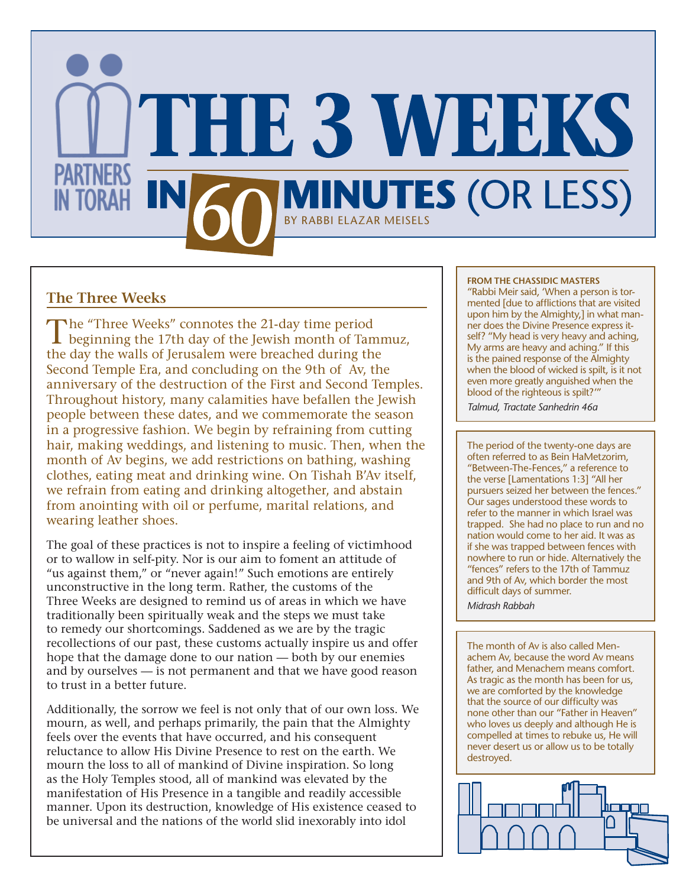# THE 3 WEEKS IN 60 MINUTES (OR LESS)

BY RABBI ELAZAR MEISELS

## The Three Weeks

The "Three Weeks" connotes the 21-day time period beginning the 17th day of the Jewish month of Tammuz, the day the walls of Jerusalem were breached during the Second Temple Era, and concluding on the 9th of Av, the anniversary of the destruction of the First and Second Temples. Throughout history, many calamities have befallen the Jewish people between these dates, and we commemorate the season in a progressive fashion. We begin by refraining from cutting hair, making weddings, and listening to music. Then, when the month of Av begins, we add restrictions on bathing, washing clothes, eating meat and drinking wine. On Tishah B'Av itself, we refrain from eating and drinking altogether, and abstain from anointing with oil or perfume, marital relations, and wearing leather shoes.

The goal of these practices is not to inspire a feeling of victimhood or to wallow in self-pity. Nor is our aim to foment an attitude of "us against them," or "never again!" Such emotions are entirely unconstructive in the long term. Rather, the customs of the Three Weeks are designed to remind us of areas in which we have traditionally been spiritually weak and the steps we must take to remedy our shortcomings. Saddened as we are by the tragic recollections of our past, these customs actually inspire us and offer hope that the damage done to our nation — both by our enemies and by ourselves — is not permanent and that we have good reason to trust in a better future.

Additionally, the sorrow we feel is not only that of our own loss. We mourn, as well, and perhaps primarily, the pain that the Almighty feels over the events that have occurred, and his consequent reluctance to allow His Divine Presence to rest on the earth. We mourn the loss to all of mankind of Divine inspiration. So long as the Holy Temples stood, all of mankind was elevated by the manifestation of His Presence in a tangible and readily accessible manner. Upon its destruction, knowledge of His existence ceased to be universal and the nations of the world slid inexorably into idol

**FROM THE CHASSIDIC MASTERS**

"Rabbi Meir said, 'When a person is tormented [due to afflictions that are visited upon him by the Almighty,] in what manner does the Divine Presence express itself? "My head is very heavy and aching, My arms are heavy and aching." If this is the pained response of the Almighty when the blood of wicked is spilt, is it not even more greatly anguished when the blood of the righteous is spilt?'"

*Talmud, Tractate Sanhedrin 46a*

The period of the twenty-one days are often referred to as Bein HaMetzorim, "Between-The-Fences," a reference to the verse [Lamentations 1:3] "All her pursuers seized her between the fences." Our sages understood these words to refer to the manner in which Israel was trapped. She had no place to run and no nation would come to her aid. It was as if she was trapped between fences with nowhere to run or hide. Alternatively the "fences" refers to the 17th of Tammuz and 9th of Av, which border the most difficult days of summer.

*Midrash Rabbah*

The month of Av is also called Menachem Av, because the word Av means father, and Menachem means comfort. As tragic as the month has been for us, we are comforted by the knowledge that the source of our difficulty was none other than our "Father in Heaven" who loves us deeply and although He is compelled at times to rebuke us, He will never desert us or allow us to be totally destroyed.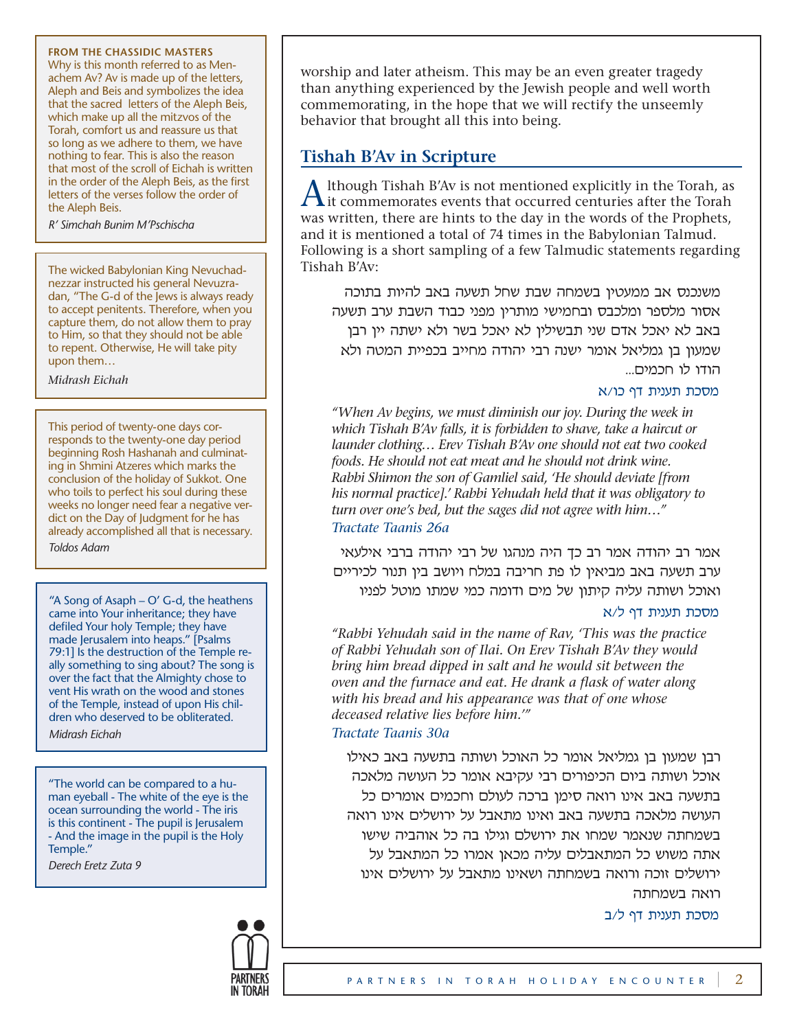worship and later atheism. This may be an even greater tragedy than anything experienced by the Jewish people and well worth commemorating, in the hope that we will rectify the unseemly behavior that brought all this into being.

## Tishah B'Av in Scripture

Although Tishah B'Av is not mentioned explicitly in the Torah, as it commemorates events that occurred centuries after the Torah was written, there are hints to the day in the words of the Prophets, and it is mentioned a total of 74 times in the Babylonian Talmud. Following is a short sampling of a few Talmudic statements regarding Tishah B'Av:

משנכנס אב ממעטין בשמחה שבת שחל תשעה באב להיות בתוכה אסור מלספר ומלכבס ובחמישי מותרין מפני כבוד השבת ערב תשעה באב לא יאכל אדם שני תבשילין לא יאכל בשר ולא ישתה יין רבן שמעון בן גמליאל אומר ישנה רבי יהודה מחייב בכפיית המטה ולא הודו לו חכמים...

מסכת תענית דף כו/א

*"When Av begins, we must diminish our joy. During the week in which Tishah B'Av falls, it is forbidden to shave, take a haircut or launder clothing… Erev Tishah B'Av one should not eat two cooked foods. He should not eat meat and he should not drink wine. Rabbi Shimon the son of Gamliel said, 'He should deviate [from his normal practice].' Rabbi Yehudah held that it was obligatory to turn over one's bed, but the sages did not agree with him…"*
*Tractate Taanis 26a*

אמר רב יהודה אמר רב כך היה מנהגו של רבי יהודה ברבי אילעאי ערב תשעה באב מביאין לו פת חריבה במלח ויושב בין תנור לכיריים ואוכל ושותה עליה קיתון של מים ודומה כמי שמתו מוטל לפניו

מסכת תענית דף ל/א

*"Rabbi Yehudah said in the name of Rav, 'This was the practice of Rabbi Yehudah son of Ilai. On Erev Tishah B'Av they would bring him bread dipped in salt and he would sit between the oven and the furnace and eat. He drank a flask of water along with his bread and his appearance was that of one whose deceased relative lies before him.'"*
*Tractate Taanis 30a*

רבן שמעון בן גמליאל אומר כל האוכל ושותה בתשעה באב כאילו אוכל ושותה ביום הכיפורים רבי עקיבא אומר כל העושה מלאכה בתשעה באב אינו רואה סימן ברכה לעולם וחכמים אומרים כל העושה מלאכה בתשעה באב ואינו מתאבל על ירושלים אינו רואה בשמחתה שנאמר שמחו את ירושלם וגילו בה כל אוהביה שישו אתה משוש כל המתאבלים עליה מכאן אמרו כל המתאבל על ירושלים זוכה ורואה בשמחתה ושאינו מתאבל על ירושלים אינו רואה בשמחתה

מסכת תענית דף ל/ב

---

**FROM THE CHASSIDIC MASTERS**
Why is this month referred to as Menachem Av? Av is made up of the letters, Aleph and Beis and symbolizes the idea that the sacred letters of the Aleph Beis, which make up all the mitzvos of the Torah, comfort us and reassure us that so long as we adhere to them, we have nothing to fear. This is also the reason that most of the scroll of Eichah is written in the order of the Aleph Beis, as the first letters of the verses follow the order of the Aleph Beis.
*R' Simchah Bunim M'Pschischa*

---

The wicked Babylonian King Nevuchadnezzar instructed his general Nevuzradan, "The G-d of the Jews is always ready to accept penitents. Therefore, when you capture them, do not allow them to pray to Him, so that they should not be able to repent. Otherwise, He will take pity upon them…
*Midrash Eichah*

---

This period of twenty-one days corresponds to the twenty-one day period beginning Rosh Hashanah and culminating in Shmini Atzeres which marks the conclusion of the holiday of Sukkot. One who toils to perfect his soul during these weeks no longer need fear a negative verdict on the Day of Judgment for he has already accomplished all that is necessary.
*Toldos Adam*

---

"A Song of Asaph – O' G-d, the heathens came into Your inheritance; they have defiled Your holy Temple; they have made Jerusalem into heaps." [Psalms 79:1] Is the destruction of the Temple really something to sing about? The song is over the fact that the Almighty chose to vent His wrath on the wood and stones of the Temple, instead of upon His children who deserved to be obliterated.
*Midrash Eichah*

---

"The world can be compared to a human eyeball - The white of the eye is the ocean surrounding the world - The iris is this continent - The pupil is Jerusalem - And the image in the pupil is the Holy Temple."
*Derech Eretz Zuta 9*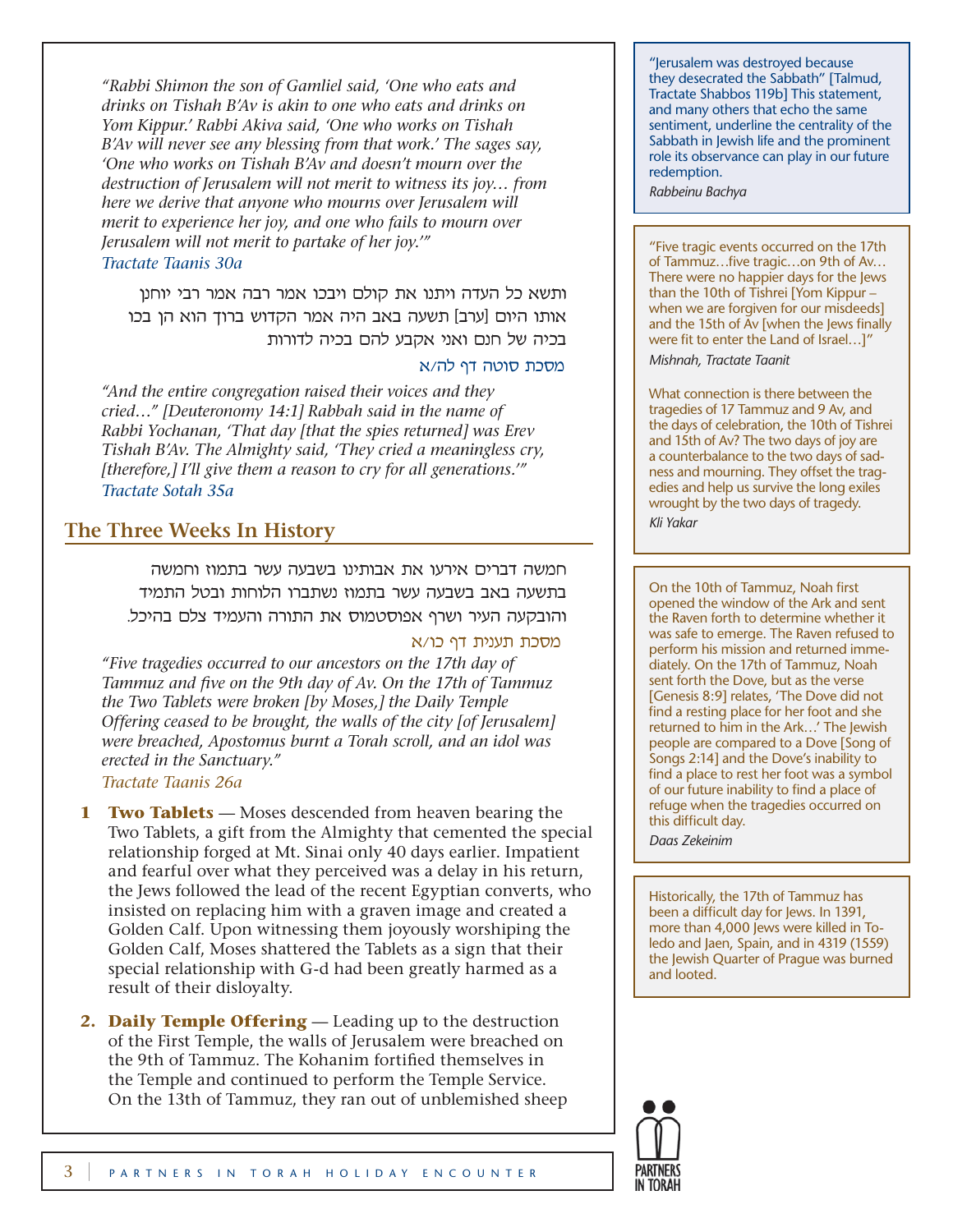*"Rabbi Shimon the son of Gamliel said, 'One who eats and drinks on Tishah B'Av is akin to one who eats and drinks on Yom Kippur.' Rabbi Akiva said, 'One who works on Tishah B'Av will never see any blessing from that work.' The sages say, 'One who works on Tishah B'Av and doesn't mourn over the destruction of Jerusalem will not merit to witness its joy… from here we derive that anyone who mourns over Jerusalem will merit to experience her joy, and one who fails to mourn over Jerusalem will not merit to partake of her joy.'"*
*Tractate Taanis 30a*

ותשא כל העדה ויתנו את קולם ויבכו אמר רבה אמר רבי יוחנן אותו היום [ערב] תשעה באב היה אמר הקדוש ברוך הוא הן בכו בכיה של חנם ואני אקבע להם בכיה לדורות

מסכת סוטה דף לה/א

*"And the entire congregation raised their voices and they cried…" [Deuteronomy 14:1] Rabbah said in the name of Rabbi Yochanan, 'That day [that the spies returned] was Erev Tishah B'Av. The Almighty said, 'They cried a meaningless cry, [therefore,] I'll give them a reason to cry for all generations.'"*
*Tractate Sotah 35a*

## The Three Weeks In History

חמשה דברים אירעו את אבותינו בשבעה עשר בתמוז וחמשה בתשעה באב בשבעה עשר בתמוז נשתברו הלוחות ובטל התמיד והובקעה העיר ושרף אפוסטמוס את התורה והעמיד צלם בהיכל.

מסכת תענית דף כו/א

*"Five tragedies occurred to our ancestors on the 17th day of Tammuz and five on the 9th day of Av. On the 17th of Tammuz the Two Tablets were broken [by Moses,] the Daily Temple Offering ceased to be brought, the walls of the city [of Jerusalem] were breached, Apostomus burnt a Torah scroll, and an idol was erected in the Sanctuary."*
*Tractate Taanis 26a*

1 **Two Tablets** — Moses descended from heaven bearing the Two Tablets, a gift from the Almighty that cemented the special relationship forged at Mt. Sinai only 40 days earlier. Impatient and fearful over what they perceived was a delay in his return, the Jews followed the lead of the recent Egyptian converts, who insisted on replacing him with a graven image and created a Golden Calf. Upon witnessing them joyously worshiping the Golden Calf, Moses shattered the Tablets as a sign that their special relationship with G-d had been greatly harmed as a result of their disloyalty.

2. **Daily Temple Offering** — Leading up to the destruction of the First Temple, the walls of Jerusalem were breached on the 9th of Tammuz. The Kohanim fortified themselves in the Temple and continued to perform the Temple Service. On the 13th of Tammuz, they ran out of unblemished sheep

---

"Jerusalem was destroyed because they desecrated the Sabbath" [Talmud, Tractate Shabbos 119b] This statement, and many others that echo the same sentiment, underline the centrality of the Sabbath in Jewish life and the prominent role its observance can play in our future redemption.
*Rabbeinu Bachya*

"Five tragic events occurred on the 17th of Tammuz…five tragic…on 9th of Av… There were no happier days for the Jews than the 10th of Tishrei [Yom Kippur – when we are forgiven for our misdeeds] and the 15th of Av [when the Jews finally were fit to enter the Land of Israel…]"
*Mishnah, Tractate Taanit*

What connection is there between the tragedies of 17 Tammuz and 9 Av, and the days of celebration, the 10th of Tishrei and 15th of Av? The two days of joy are a counterbalance to the two days of sadness and mourning. They offset the tragedies and help us survive the long exiles wrought by the two days of tragedy.
*Kli Yakar*

On the 10th of Tammuz, Noah first opened the window of the Ark and sent the Raven forth to determine whether it was safe to emerge. The Raven refused to perform his mission and returned immediately. On the 17th of Tammuz, Noah sent forth the Dove, but as the verse [Genesis 8:9] relates, 'The Dove did not find a resting place for her foot and she returned to him in the Ark…' The Jewish people are compared to a Dove [Song of Songs 2:14] and the Dove's inability to find a place to rest her foot was a symbol of our future inability to find a place of refuge when the tragedies occurred on this difficult day.
*Daas Zekeinim*

Historically, the 17th of Tammuz has been a difficult day for Jews. In 1391, more than 4,000 Jews were killed in Toledo and Jaen, Spain, and in 4319 (1559) the Jewish Quarter of Prague was burned and looted.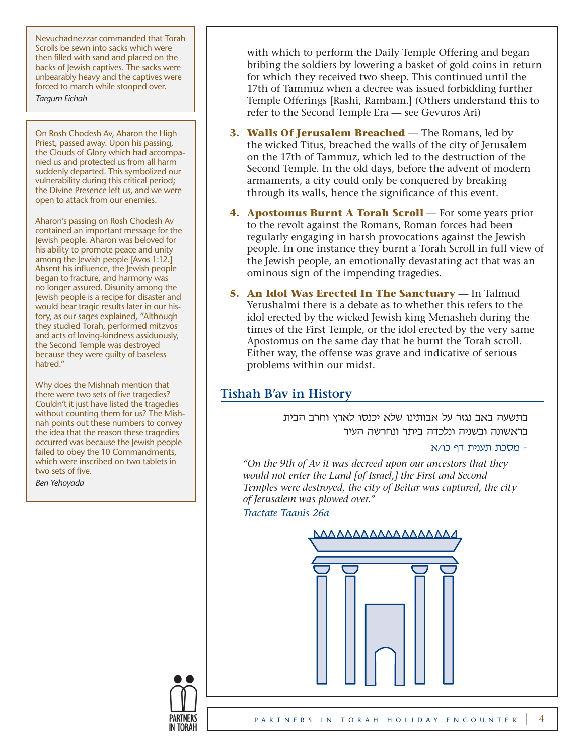with which to perform the Daily Temple Offering and began bribing the soldiers by lowering a basket of gold coins in return for which they received two sheep. This continued until the 17th of Tammuz when a decree was issued forbidding further Temple Offerings [Rashi, Rambam.] (Others understand this to refer to the Second Temple Era — see Gevuros Ari)

3. **Walls Of Jerusalem Breached** — The Romans, led by the wicked Titus, breached the walls of the city of Jerusalem on the 17th of Tammuz, which led to the destruction of the Second Temple. In the old days, before the advent of modern armaments, a city could only be conquered by breaking through its walls, hence the significance of this event.

4. **Apostomus Burnt A Torah Scroll** — For some years prior to the revolt against the Romans, Roman forces had been regularly engaging in harsh provocations against the Jewish people. In one instance they burnt a Torah Scroll in full view of the Jewish people, an emotionally devastating act that was an ominous sign of the impending tragedies.

5. **An Idol Was Erected In The Sanctuary** — In Talmud Yerushalmi there is a debate as to whether this refers to the idol erected by the wicked Jewish king Menasheh during the times of the First Temple, or the idol erected by the very same Apostomus on the same day that he burnt the Torah scroll. Either way, the offense was grave and indicative of serious problems within our midst.

## Tishah B'av in History

בתשעה באב נגזר על אבותינו שלא יכנסו לארץ וחרב הבית בראשונה ובשניה ונלכדה ביתר ונחרשה העיר

- מסכת תענית דף כו/א

*"On the 9th of Av it was decreed upon our ancestors that they would not enter the Land [of Israel,] the First and Second Temples were destroyed, the city of Beitar was captured, the city of Jerusalem was plowed over."*

*Tractate Taanis 26a*

---

Nevuchadnezzar commanded that Torah Scrolls be sewn into sacks which were then filled with sand and placed on the backs of Jewish captives. The sacks were unbearably heavy and the captives were forced to march while stooped over.

*Targum Eichah*

---

On Rosh Chodesh Av, Aharon the High Priest, passed away. Upon his passing, the Clouds of Glory which had accompanied us and protected us from all harm suddenly departed. This symbolized our vulnerability during this critical period; the Divine Presence left us, and we were open to attack from our enemies.

Aharon's passing on Rosh Chodesh Av contained an important message for the Jewish people. Aharon was beloved for his ability to promote peace and unity among the Jewish people [Avos 1:12.] Absent his influence, the Jewish people began to fracture, and harmony was no longer assured. Disunity among the Jewish people is a recipe for disaster and would bear tragic results later in our history, as our sages explained, "Although they studied Torah, performed mitzvos and acts of loving-kindness assiduously, the Second Temple was destroyed because they were guilty of baseless hatred."

Why does the Mishnah mention that there were two sets of five tragedies? Couldn't it just have listed the tragedies without counting them for us? The Mishnah points out these numbers to convey the idea that the reason these tragedies occurred was because the Jewish people failed to obey the 10 Commandments, which were inscribed on two tablets in two sets of five.

*Ben Yehoyada*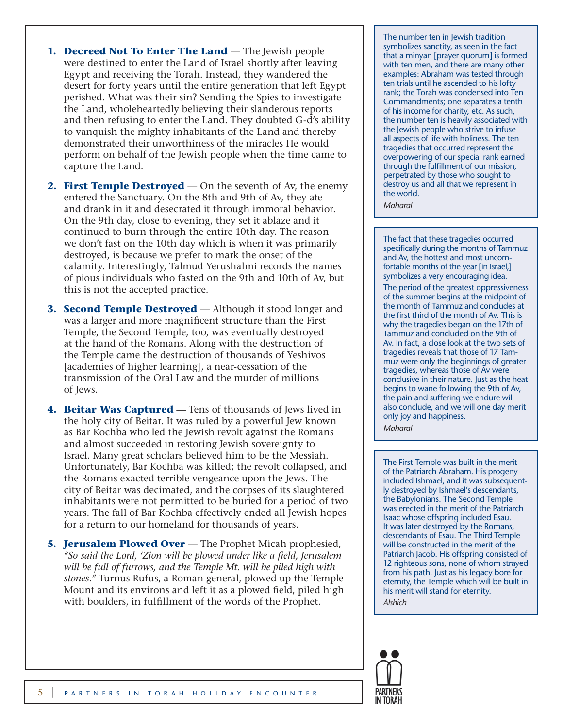1. **Decreed Not To Enter The Land** — The Jewish people were destined to enter the Land of Israel shortly after leaving Egypt and receiving the Torah. Instead, they wandered the desert for forty years until the entire generation that left Egypt perished. What was their sin? Sending the Spies to investigate the Land, wholeheartedly believing their slanderous reports and then refusing to enter the Land. They doubted G-d's ability to vanquish the mighty inhabitants of the Land and thereby demonstrated their unworthiness of the miracles He would perform on behalf of the Jewish people when the time came to capture the Land.

2. **First Temple Destroyed** — On the seventh of Av, the enemy entered the Sanctuary. On the 8th and 9th of Av, they ate and drank in it and desecrated it through immoral behavior. On the 9th day, close to evening, they set it ablaze and it continued to burn through the entire 10th day. The reason we don't fast on the 10th day which is when it was primarily destroyed, is because we prefer to mark the onset of the calamity. Interestingly, Talmud Yerushalmi records the names of pious individuals who fasted on the 9th and 10th of Av, but this is not the accepted practice.

3. **Second Temple Destroyed** — Although it stood longer and was a larger and more magnificent structure than the First Temple, the Second Temple, too, was eventually destroyed at the hand of the Romans. Along with the destruction of the Temple came the destruction of thousands of Yeshivos [academies of higher learning], a near-cessation of the transmission of the Oral Law and the murder of millions of Jews.

4. **Beitar Was Captured** — Tens of thousands of Jews lived in the holy city of Beitar. It was ruled by a powerful Jew known as Bar Kochba who led the Jewish revolt against the Romans and almost succeeded in restoring Jewish sovereignty to Israel. Many great scholars believed him to be the Messiah. Unfortunately, Bar Kochba was killed; the revolt collapsed, and the Romans exacted terrible vengeance upon the Jews. The city of Beitar was decimated, and the corpses of its slaughtered inhabitants were not permitted to be buried for a period of two years. The fall of Bar Kochba effectively ended all Jewish hopes for a return to our homeland for thousands of years.

5. **Jerusalem Plowed Over** — The Prophet Micah prophesied, *"So said the Lord, 'Zion will be plowed under like a field, Jerusalem will be full of furrows, and the Temple Mt. will be piled high with stones."* Turnus Rufus, a Roman general, plowed up the Temple Mount and its environs and left it as a plowed field, piled high with boulders, in fulfillment of the words of the Prophet.

---

The number ten in Jewish tradition symbolizes sanctity, as seen in the fact that a minyan [prayer quorum] is formed with ten men, and there are many other examples: Abraham was tested through ten trials until he ascended to his lofty rank; the Torah was condensed into Ten Commandments; one separates a tenth of his income for charity, etc. As such, the number ten is heavily associated with the Jewish people who strive to infuse all aspects of life with holiness. The ten tragedies that occurred represent the overpowering of our special rank earned through the fulfillment of our mission, perpetrated by those who sought to destroy us and all that we represent in the world.

*Maharal*

---

The fact that these tragedies occurred specifically during the months of Tammuz and Av, the hottest and most uncomfortable months of the year [in Israel,] symbolizes a very encouraging idea.

The period of the greatest oppressiveness of the summer begins at the midpoint of the month of Tammuz and concludes at the first third of the month of Av. This is why the tragedies began on the 17th of Tammuz and concluded on the 9th of Av. In fact, a close look at the two sets of tragedies reveals that those of 17 Tammuz were only the beginnings of greater tragedies, whereas those of Av were conclusive in their nature. Just as the heat begins to wane following the 9th of Av, the pain and suffering we endure will also conclude, and we will one day merit only joy and happiness.

*Maharal*

---

The First Temple was built in the merit of the Patriarch Abraham. His progeny included Ishmael, and it was subsequently destroyed by Ishmael's descendants, the Babylonians. The Second Temple was erected in the merit of the Patriarch Isaac whose offspring included Esau. It was later destroyed by the Romans, descendants of Esau. The Third Temple will be constructed in the merit of the Patriarch Jacob. His offspring consisted of 12 righteous sons, none of whom strayed from his path. Just as his legacy bore for eternity, the Temple which will be built in his merit will stand for eternity.

*Alshich*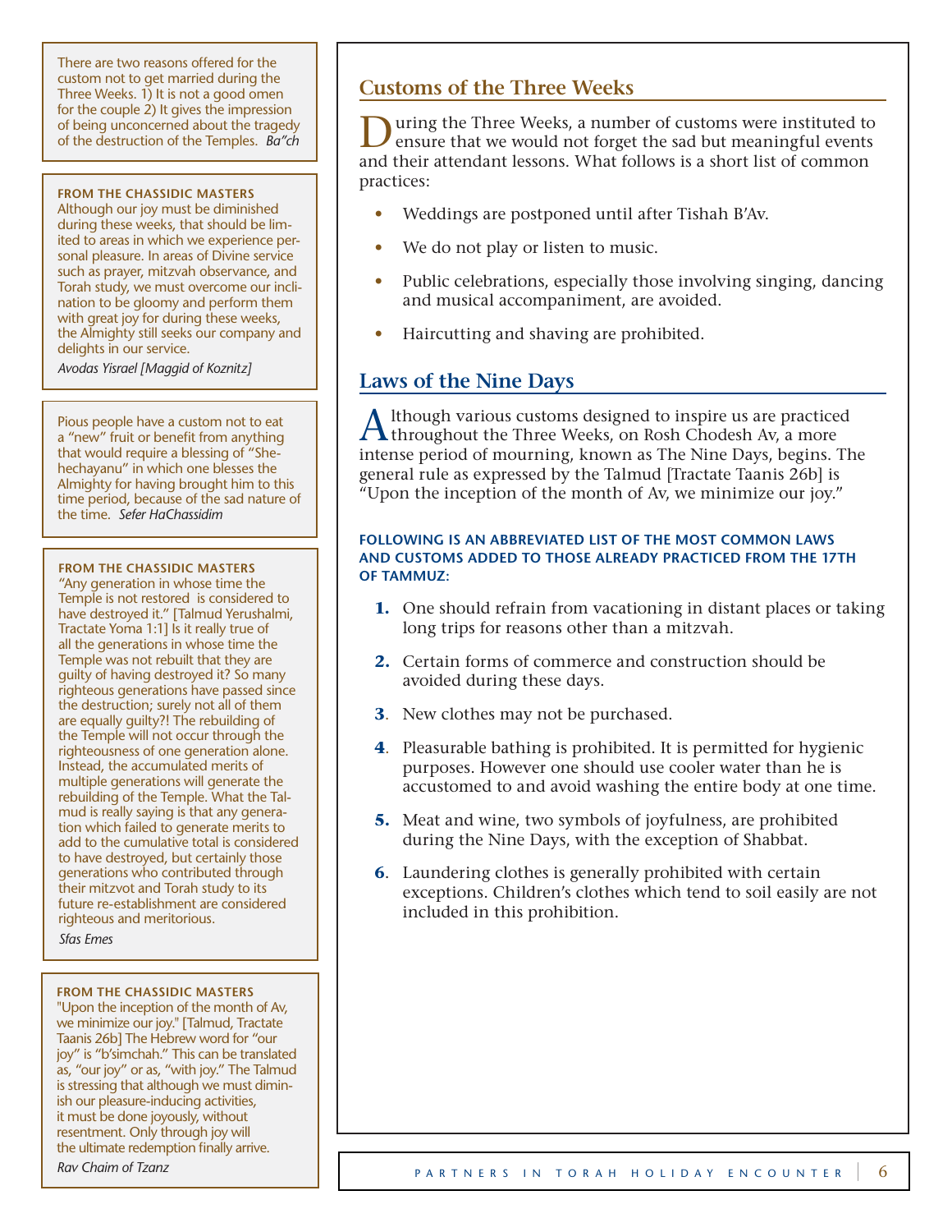## Customs of the Three Weeks

During the Three Weeks, a number of customs were instituted to ensure that we would not forget the sad but meaningful events and their attendant lessons. What follows is a short list of common practices:

- Weddings are postponed until after Tishah B'Av.
- We do not play or listen to music.
- Public celebrations, especially those involving singing, dancing and musical accompaniment, are avoided.
- Haircutting and shaving are prohibited.

## Laws of the Nine Days

Although various customs designed to inspire us are practiced throughout the Three Weeks, on Rosh Chodesh Av, a more intense period of mourning, known as The Nine Days, begins. The general rule as expressed by the Talmud [Tractate Taanis 26b] is "Upon the inception of the month of Av, we minimize our joy."

**FOLLOWING IS AN ABBREVIATED LIST OF THE MOST COMMON LAWS AND CUSTOMS ADDED TO THOSE ALREADY PRACTICED FROM THE 17TH OF TAMMUZ:**

1. One should refrain from vacationing in distant places or taking long trips for reasons other than a mitzvah.
2. Certain forms of commerce and construction should be avoided during these days.
3. New clothes may not be purchased.
4. Pleasurable bathing is prohibited. It is permitted for hygienic purposes. However one should use cooler water than he is accustomed to and avoid washing the entire body at one time.
5. Meat and wine, two symbols of joyfulness, are prohibited during the Nine Days, with the exception of Shabbat.
6. Laundering clothes is generally prohibited with certain exceptions. Children's clothes which tend to soil easily are not included in this prohibition.

---

There are two reasons offered for the custom not to get married during the Three Weeks. 1) It is not a good omen for the couple 2) It gives the impression of being unconcerned about the tragedy of the destruction of the Temples. *Ba"ch*

---

**FROM THE CHASSIDIC MASTERS**

Although our joy must be diminished during these weeks, that should be limited to areas in which we experience personal pleasure. In areas of Divine service such as prayer, mitzvah observance, and Torah study, we must overcome our inclination to be gloomy and perform them with great joy for during these weeks, the Almighty still seeks our company and delights in our service.

*Avodas Yisrael [Maggid of Koznitz]*

---

Pious people have a custom not to eat a "new" fruit or benefit from anything that would require a blessing of "Shehechayanu" in which one blesses the Almighty for having brought him to this time period, because of the sad nature of the time. *Sefer HaChassidim*

---

**FROM THE CHASSIDIC MASTERS**

"Any generation in whose time the Temple is not restored is considered to have destroyed it." [Talmud Yerushalmi, Tractate Yoma 1:1] Is it really true of all the generations in whose time the Temple was not rebuilt that they are guilty of having destroyed it? So many righteous generations have passed since the destruction; surely not all of them are equally guilty?! The rebuilding of the Temple will not occur through the righteousness of one generation alone. Instead, the accumulated merits of multiple generations will generate the rebuilding of the Temple. What the Talmud is really saying is that any generation which failed to generate merits to add to the cumulative total is considered to have destroyed, but certainly those generations who contributed through their mitzvot and Torah study to its future re-establishment are considered righteous and meritorious.

*Sfas Emes*

---

**FROM THE CHASSIDIC MASTERS**

"Upon the inception of the month of Av, we minimize our joy." [Talmud, Tractate Taanis 26b] The Hebrew word for "our joy" is "b'simchah." This can be translated as, "our joy" or as, "with joy." The Talmud is stressing that although we must diminish our pleasure-inducing activities, it must be done joyously, without resentment. Only through joy will the ultimate redemption finally arrive.

*Rav Chaim of Tzanz*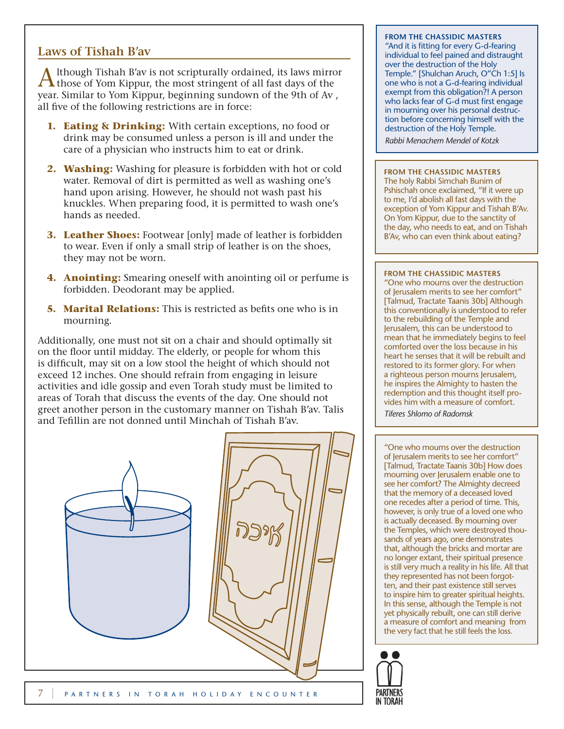## Laws of Tishah B'av

Although Tishah B'av is not scripturally ordained, its laws mirror those of Yom Kippur, the most stringent of all fast days of the year. Similar to Yom Kippur, beginning sundown of the 9th of Av , all five of the following restrictions are in force:

1. **Eating & Drinking:** With certain exceptions, no food or drink may be consumed unless a person is ill and under the care of a physician who instructs him to eat or drink.
2. **Washing:** Washing for pleasure is forbidden with hot or cold water. Removal of dirt is permitted as well as washing one's hand upon arising. However, he should not wash past his knuckles. When preparing food, it is permitted to wash one's hands as needed.
3. **Leather Shoes:** Footwear [only] made of leather is forbidden to wear. Even if only a small strip of leather is on the shoes, they may not be worn.
4. **Anointing:** Smearing oneself with anointing oil or perfume is forbidden. Deodorant may be applied.
5. **Marital Relations:** This is restricted as befits one who is in mourning.

Additionally, one must not sit on a chair and should optimally sit on the floor until midday. The elderly, or people for whom this is difficult, may sit on a low stool the height of which should not exceed 12 inches. One should refrain from engaging in leisure activities and idle gossip and even Torah study must be limited to areas of Torah that discuss the events of the day. One should not greet another person in the customary manner on Tishah B'av. Talis and Tefillin are not donned until Minchah of Tishah B'av.

**FROM THE CHASSIDIC MASTERS**

"And it is fitting for every G-d-fearing individual to feel pained and distraught over the destruction of the Holy Temple." [Shulchan Aruch, O"Ch 1:5] Is one who is not a G-d-fearing individual exempt from this obligation?! A person who lacks fear of G-d must first engage in mourning over his personal destruction before concerning himself with the destruction of the Holy Temple.

*Rabbi Menachem Mendel of Kotzk*

**FROM THE CHASSIDIC MASTERS**

The holy Rabbi Simchah Bunim of Pshischah once exclaimed, "If it were up to me, I'd abolish all fast days with the exception of Yom Kippur and Tishah B'Av. On Yom Kippur, due to the sanctity of the day, who needs to eat, and on Tishah B'Av, who can even think about eating?

**FROM THE CHASSIDIC MASTERS**

"One who mourns over the destruction of Jerusalem merits to see her comfort" [Talmud, Tractate Taanis 30b] Although this conventionally is understood to refer to the rebuilding of the Temple and Jerusalem, this can be understood to mean that he immediately begins to feel comforted over the loss because in his heart he senses that it will be rebuilt and restored to its former glory. For when a righteous person mourns Jerusalem, he inspires the Almighty to hasten the redemption and this thought itself provides him with a measure of comfort.

*Tiferes Shlomo of Radomsk*

"One who mourns over the destruction of Jerusalem merits to see her comfort" [Talmud, Tractate Taanis 30b] How does mourning over Jerusalem enable one to see her comfort? The Almighty decreed that the memory of a deceased loved one recedes after a period of time. This, however, is only true of a loved one who is actually deceased. By mourning over the Temples, which were destroyed thousands of years ago, one demonstrates that, although the bricks and mortar are no longer extant, their spiritual presence is still very much a reality in his life. All that they represented has not been forgotten, and their past existence still serves to inspire him to greater spiritual heights. In this sense, although the Temple is not yet physically rebuilt, one can still derive a measure of comfort and meaning from the very fact that he still feels the loss.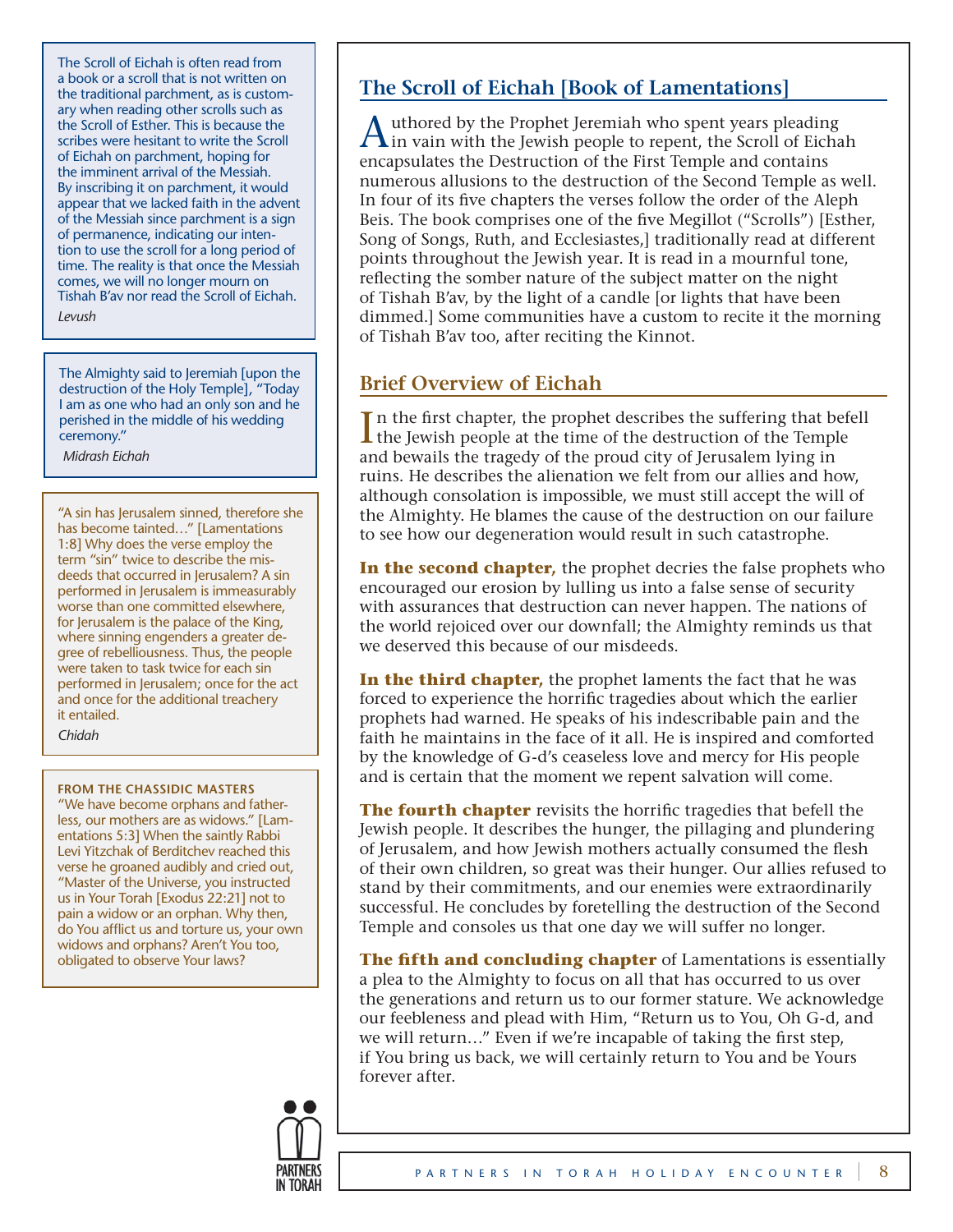## The Scroll of Eichah [Book of Lamentations]

Authored by the Prophet Jeremiah who spent years pleading in vain with the Jewish people to repent, the Scroll of Eichah encapsulates the Destruction of the First Temple and contains numerous allusions to the destruction of the Second Temple as well. In four of its five chapters the verses follow the order of the Aleph Beis. The book comprises one of the five Megillot ("Scrolls") [Esther, Song of Songs, Ruth, and Ecclesiastes,] traditionally read at different points throughout the Jewish year. It is read in a mournful tone, reflecting the somber nature of the subject matter on the night of Tishah B'av, by the light of a candle [or lights that have been dimmed.] Some communities have a custom to recite it the morning of Tishah B'av too, after reciting the Kinnot.

## Brief Overview of Eichah

In the first chapter, the prophet describes the suffering that befell the Jewish people at the time of the destruction of the Temple and bewails the tragedy of the proud city of Jerusalem lying in ruins. He describes the alienation we felt from our allies and how, although consolation is impossible, we must still accept the will of the Almighty. He blames the cause of the destruction on our failure to see how our degeneration would result in such catastrophe.

**In the second chapter,** the prophet decries the false prophets who encouraged our erosion by lulling us into a false sense of security with assurances that destruction can never happen. The nations of the world rejoiced over our downfall; the Almighty reminds us that we deserved this because of our misdeeds.

**In the third chapter,** the prophet laments the fact that he was forced to experience the horrific tragedies about which the earlier prophets had warned. He speaks of his indescribable pain and the faith he maintains in the face of it all. He is inspired and comforted by the knowledge of G-d's ceaseless love and mercy for His people and is certain that the moment we repent salvation will come.

**The fourth chapter** revisits the horrific tragedies that befell the Jewish people. It describes the hunger, the pillaging and plundering of Jerusalem, and how Jewish mothers actually consumed the flesh of their own children, so great was their hunger. Our allies refused to stand by their commitments, and our enemies were extraordinarily successful. He concludes by foretelling the destruction of the Second Temple and consoles us that one day we will suffer no longer.

**The fifth and concluding chapter** of Lamentations is essentially a plea to the Almighty to focus on all that has occurred to us over the generations and return us to our former stature. We acknowledge our feebleness and plead with Him, "Return us to You, Oh G-d, and we will return…" Even if we're incapable of taking the first step, if You bring us back, we will certainly return to You and be Yours forever after.

---

The Scroll of Eichah is often read from a book or a scroll that is not written on the traditional parchment, as is customary when reading other scrolls such as the Scroll of Esther. This is because the scribes were hesitant to write the Scroll of Eichah on parchment, hoping for the imminent arrival of the Messiah. By inscribing it on parchment, it would appear that we lacked faith in the advent of the Messiah since parchment is a sign of permanence, indicating our intention to use the scroll for a long period of time. The reality is that once the Messiah comes, we will no longer mourn on Tishah B'av nor read the Scroll of Eichah.

*Levush*

---

The Almighty said to Jeremiah [upon the destruction of the Holy Temple], "Today I am as one who had an only son and he perished in the middle of his wedding ceremony."

*Midrash Eichah*

---

"A sin has Jerusalem sinned, therefore she has become tainted…" [Lamentations 1:8] Why does the verse employ the term "sin" twice to describe the misdeeds that occurred in Jerusalem? A sin performed in Jerusalem is immeasurably worse than one committed elsewhere, for Jerusalem is the palace of the King, where sinning engenders a greater degree of rebelliousness. Thus, the people were taken to task twice for each sin performed in Jerusalem; once for the act and once for the additional treachery it entailed.

*Chidah*

---

**FROM THE CHASSIDIC MASTERS**

"We have become orphans and fatherless, our mothers are as widows." [Lamentations 5:3] When the saintly Rabbi Levi Yitzchak of Berditchev reached this verse he groaned audibly and cried out, "Master of the Universe, you instructed us in Your Torah [Exodus 22:21] not to pain a widow or an orphan. Why then, do You afflict us and torture us, your own widows and orphans? Aren't You too, obligated to observe Your laws?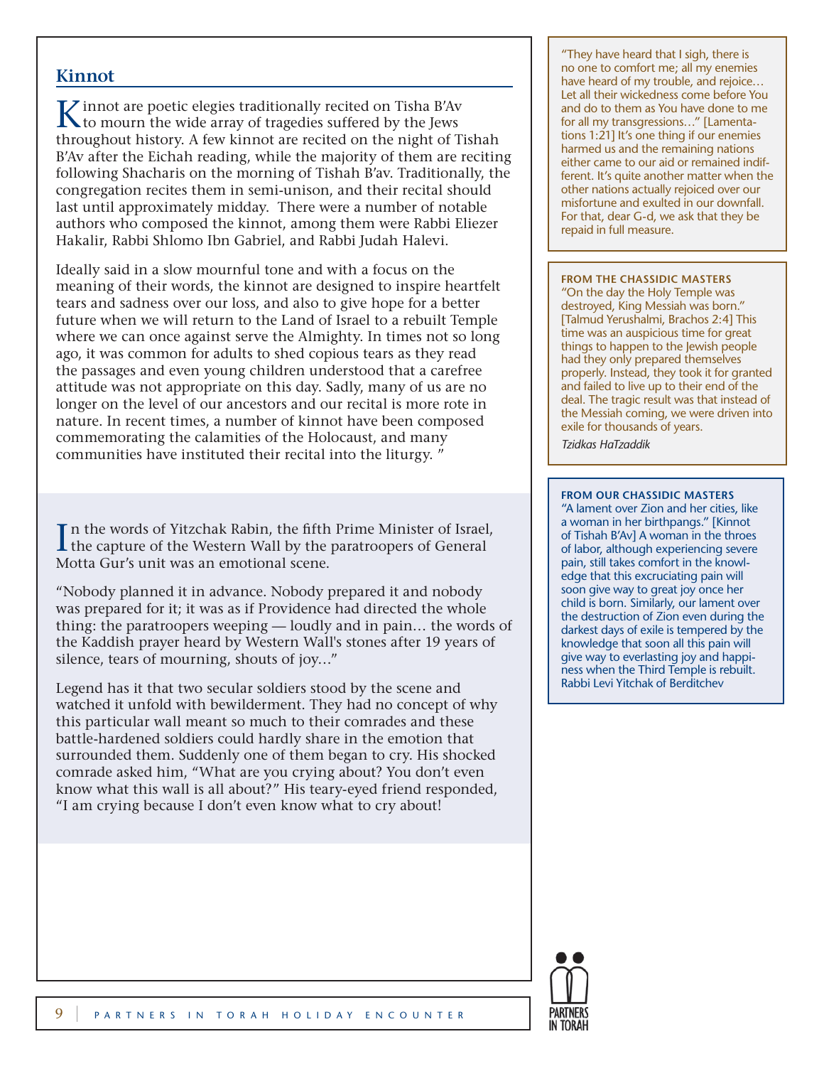## Kinnot

Kinnot are poetic elegies traditionally recited on Tisha B'Av to mourn the wide array of tragedies suffered by the Jews throughout history. A few kinnot are recited on the night of Tishah B'Av after the Eichah reading, while the majority of them are reciting following Shacharis on the morning of Tishah B'av. Traditionally, the congregation recites them in semi-unison, and their recital should last until approximately midday. There were a number of notable authors who composed the kinnot, among them were Rabbi Eliezer Hakalir, Rabbi Shlomo Ibn Gabriel, and Rabbi Judah Halevi.

Ideally said in a slow mournful tone and with a focus on the meaning of their words, the kinnot are designed to inspire heartfelt tears and sadness over our loss, and also to give hope for a better future when we will return to the Land of Israel to a rebuilt Temple where we can once against serve the Almighty. In times not so long ago, it was common for adults to shed copious tears as they read the passages and even young children understood that a carefree attitude was not appropriate on this day. Sadly, many of us are no longer on the level of our ancestors and our recital is more rote in nature. In recent times, a number of kinnot have been composed commemorating the calamities of the Holocaust, and many communities have instituted their recital into the liturgy. "

In the words of Yitzchak Rabin, the fifth Prime Minister of Israel, the capture of the Western Wall by the paratroopers of General Motta Gur's unit was an emotional scene.

"Nobody planned it in advance. Nobody prepared it and nobody was prepared for it; it was as if Providence had directed the whole thing: the paratroopers weeping — loudly and in pain… the words of the Kaddish prayer heard by Western Wall's stones after 19 years of silence, tears of mourning, shouts of joy…"

Legend has it that two secular soldiers stood by the scene and watched it unfold with bewilderment. They had no concept of why this particular wall meant so much to their comrades and these battle-hardened soldiers could hardly share in the emotion that surrounded them. Suddenly one of them began to cry. His shocked comrade asked him, "What are you crying about? You don't even know what this wall is all about?" His teary-eyed friend responded, "I am crying because I don't even know what to cry about!

"They have heard that I sigh, there is no one to comfort me; all my enemies have heard of my trouble, and rejoice… Let all their wickedness come before You and do to them as You have done to me for all my transgressions…" [Lamentations 1:21] It's one thing if our enemies harmed us and the remaining nations either came to our aid or remained indifferent. It's quite another matter when the other nations actually rejoiced over our misfortune and exulted in our downfall. For that, dear G-d, we ask that they be repaid in full measure.

**FROM THE CHASSIDIC MASTERS**

"On the day the Holy Temple was destroyed, King Messiah was born." [Talmud Yerushalmi, Brachos 2:4] This time was an auspicious time for great things to happen to the Jewish people had they only prepared themselves properly. Instead, they took it for granted and failed to live up to their end of the deal. The tragic result was that instead of the Messiah coming, we were driven into exile for thousands of years.

*Tzidkas HaTzaddik*

**FROM OUR CHASSIDIC MASTERS**

"A lament over Zion and her cities, like a woman in her birthpangs." [Kinnot of Tishah B'Av] A woman in the throes of labor, although experiencing severe pain, still takes comfort in the knowledge that this excruciating pain will soon give way to great joy once her child is born. Similarly, our lament over the destruction of Zion even during the darkest days of exile is tempered by the knowledge that soon all this pain will give way to everlasting joy and happiness when the Third Temple is rebuilt.
Rabbi Levi Yitchak of Berditchev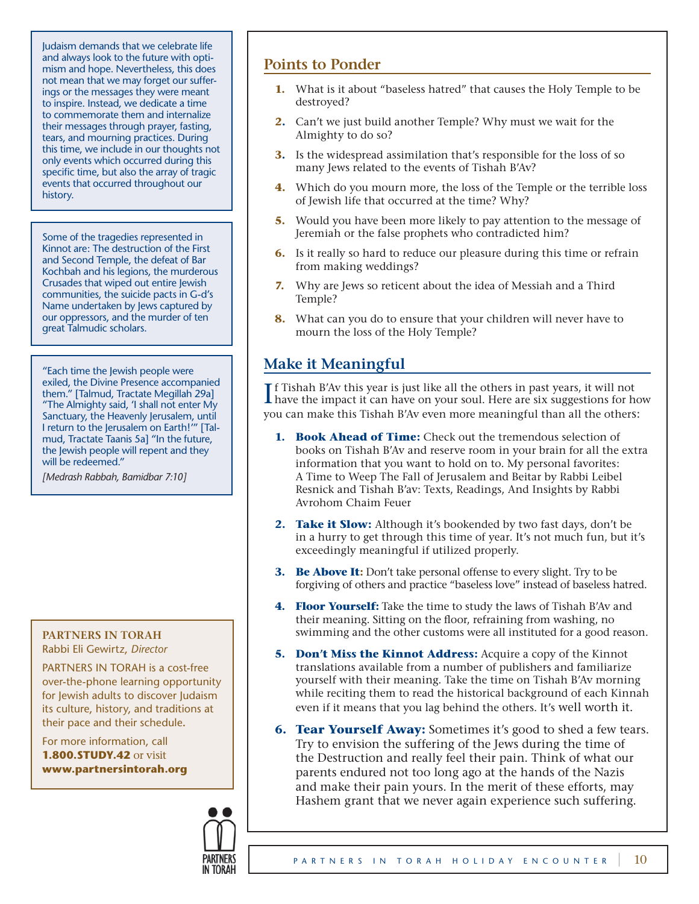Judaism demands that we celebrate life and always look to the future with optimism and hope. Nevertheless, this does not mean that we may forget our sufferings or the messages they were meant to inspire. Instead, we dedicate a time to commemorate them and internalize their messages through prayer, fasting, tears, and mourning practices. During this time, we include in our thoughts not only events which occurred during this specific time, but also the array of tragic events that occurred throughout our history.

Some of the tragedies represented in Kinnot are: The destruction of the First and Second Temple, the defeat of Bar Kochbah and his legions, the murderous Crusades that wiped out entire Jewish communities, the suicide pacts in G-d's Name undertaken by Jews captured by our oppressors, and the murder of ten great Talmudic scholars.

"Each time the Jewish people were exiled, the Divine Presence accompanied them." [Talmud, Tractate Megillah 29a] "The Almighty said, 'I shall not enter My Sanctuary, the Heavenly Jerusalem, until I return to the Jerusalem on Earth!'" [Talmud, Tractate Taanis 5a] "In the future, the Jewish people will repent and they will be redeemed."

*[Medrash Rabbah, Bamidbar 7:10]*

**PARTNERS IN TORAH**
Rabbi Eli Gewirtz, *Director*

PARTNERS IN TORAH is a cost-free over-the-phone learning opportunity for Jewish adults to discover Judaism its culture, history, and traditions at their pace and their schedule.

For more information, call **1.800.STUDY.42** or visit **www.partnersintorah.org**

PARTNERS IN TORAH

## Points to Ponder

1. What is it about "baseless hatred" that causes the Holy Temple to be destroyed?
2. Can't we just build another Temple? Why must we wait for the Almighty to do so?
3. Is the widespread assimilation that's responsible for the loss of so many Jews related to the events of Tishah B'Av?
4. Which do you mourn more, the loss of the Temple or the terrible loss of Jewish life that occurred at the time? Why?
5. Would you have been more likely to pay attention to the message of Jeremiah or the false prophets who contradicted him?
6. Is it really so hard to reduce our pleasure during this time or refrain from making weddings?
7. Why are Jews so reticent about the idea of Messiah and a Third Temple?
8. What can you do to ensure that your children will never have to mourn the loss of the Holy Temple?

## Make it Meaningful

If Tishah B'Av this year is just like all the others in past years, it will not have the impact it can have on your soul. Here are six suggestions for how you can make this Tishah B'Av even more meaningful than all the others:

1. **Book Ahead of Time:** Check out the tremendous selection of books on Tishah B'Av and reserve room in your brain for all the extra information that you want to hold on to. My personal favorites: A Time to Weep The Fall of Jerusalem and Beitar by Rabbi Leibel Resnick and Tishah B'av: Texts, Readings, And Insights by Rabbi Avrohom Chaim Feuer
2. **Take it Slow:** Although it's bookended by two fast days, don't be in a hurry to get through this time of year. It's not much fun, but it's exceedingly meaningful if utilized properly.
3. **Be Above It:** Don't take personal offense to every slight. Try to be forgiving of others and practice "baseless love" instead of baseless hatred.
4. **Floor Yourself:** Take the time to study the laws of Tishah B'Av and their meaning. Sitting on the floor, refraining from washing, no swimming and the other customs were all instituted for a good reason.
5. **Don't Miss the Kinnot Address:** Acquire a copy of the Kinnot translations available from a number of publishers and familiarize yourself with their meaning. Take the time on Tishah B'Av morning while reciting them to read the historical background of each Kinnah even if it means that you lag behind the others. It's well worth it.
6. **Tear Yourself Away:** Sometimes it's good to shed a few tears. Try to envision the suffering of the Jews during the time of the Destruction and really feel their pain. Think of what our parents endured not too long ago at the hands of the Nazis and make their pain yours. In the merit of these efforts, may Hashem grant that we never again experience such suffering.